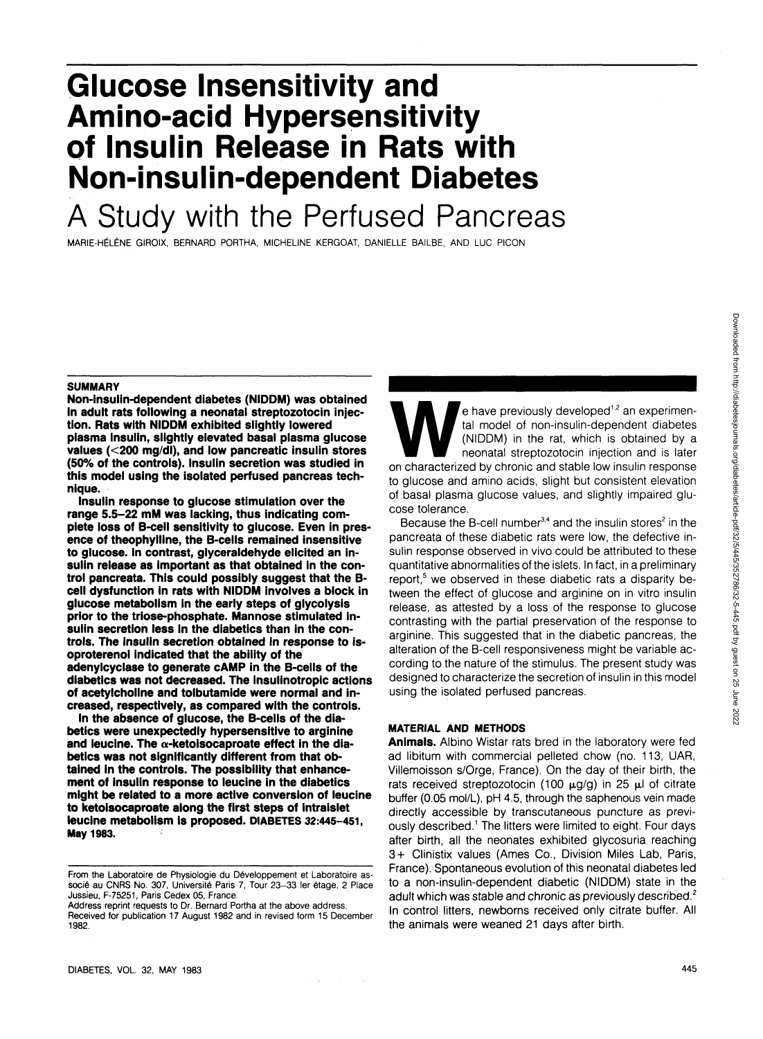# Glucose Insensitivity and Amino-acid Hypersensitivity of Insulin Release in Rats with Non-insulin-dependent Diabetes

## A Study with the Perfused Pancreas

MARIE-HÉLÈNE GIROIX, BERNARD PORTHA, MICHELINE KERGOAT, DANIELLE BAILBE, AND LUC PICON

### SUMMARY

**Non-insulin-dependent diabetes (NIDDM) was obtained in adult rats following a neonatal streptozotocin injection. Rats with NIDDM exhibited slightly lowered plasma insulin, slightly elevated basal plasma glucose values (<200 mg/dl), and low pancreatic insulin stores (50% of the controls). Insulin secretion was studied in this model using the isolated perfused pancreas technique.**

**Insulin response to glucose stimulation over the range 5.5–22 mM was lacking, thus indicating complete loss of B-cell sensitivity to glucose. Even in presence of theophylline, the B-cells remained insensitive to glucose. In contrast, glyceraldehyde elicited an insulin release as important as that obtained in the control pancreata. This could possibly suggest that the B-cell dysfunction in rats with NIDDM involves a block in glucose metabolism in the early steps of glycolysis prior to the triose-phosphate. Mannose stimulated insulin secretion less in the diabetics than in the controls. The insulin secretion obtained in response to isoproterenol indicated that the ability of the adenylcyclase to generate cAMP in the B-cells of the diabetics was not decreased. The insulinotropic actions of acetylcholine and tolbutamide were normal and increased, respectively, as compared with the controls.**

**In the absence of glucose, the B-cells of the diabetics were unexpectedly hypersensitive to arginine and leucine. The α-ketoisocaproate effect in the diabetics was not significantly different from that obtained in the controls. The possibility that enhancement of insulin response to leucine in the diabetics might be related to a more active conversion of leucine to ketoisocaproate along the first steps of intraislet leucine metabolism is proposed. DIABETES 32:445–451, May 1983.**

From the Laboratoire de Physiologie du Développement et Laboratoire associé au CNRS No. 307, Université Paris 7, Tour 23–33 1er étage, 2 Place Jussieu, F-75251, Paris Cedex 05, France.
Address reprint requests to Dr. Bernard Portha at the above address.
Received for publication 17 August 1982 and in revised form 15 December 1982.

We have previously developed[1,2] an experimental model of non-insulin-dependent diabetes (NIDDM) in the rat, which is obtained by a neonatal streptozotocin injection and is later on characterized by chronic and stable low insulin response to glucose and amino acids, slight but consistent elevation of basal plasma glucose values, and slightly impaired glucose tolerance.

Because the B-cell number[3,4] and the insulin stores[2] in the pancreata of these diabetic rats were low, the defective insulin response observed in vivo could be attributed to these quantitative abnormalities of the islets. In fact, in a preliminary report,[5] we observed in these diabetic rats a disparity between the effect of glucose and arginine on in vitro insulin release, as attested by a loss of the response to glucose contrasting with the partial preservation of the response to arginine. This suggested that in the diabetic pancreas, the alteration of the B-cell responsiveness might be variable according to the nature of the stimulus. The present study was designed to characterize the secretion of insulin in this model using the isolated perfused pancreas.

### MATERIAL AND METHODS

**Animals.** Albino Wistar rats bred in the laboratory were fed ad libitum with commercial pelleted chow (no. 113, UAR, Villemoisson s/Orge, France). On the day of their birth, the rats received streptozotocin (100 μg/g) in 25 μl of citrate buffer (0.05 mol/L), pH 4.5, through the saphenous vein made directly accessible by transcutaneous puncture as previously described.[1] The litters were limited to eight. Four days after birth, all the neonates exhibited glycosuria reaching 3+ Clinistix values (Ames Co., Division Miles Lab, Paris, France). Spontaneous evolution of this neonatal diabetes led to a non-insulin-dependent diabetic (NIDDM) state in the adult which was stable and chronic as previously described.[2] In control litters, newborns received only citrate buffer. All the animals were weaned 21 days after birth.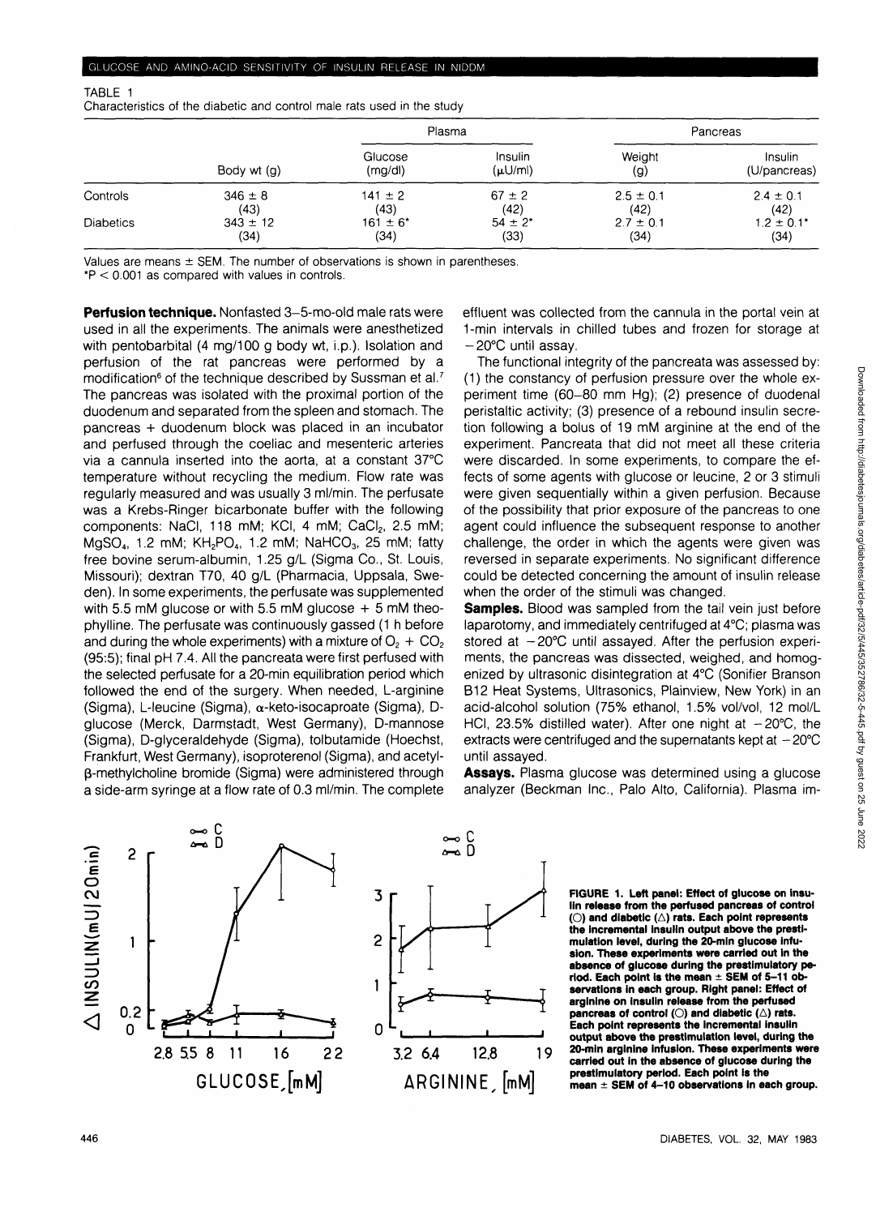TABLE 1
Characteristics of the diabetic and control male rats used in the study

| | Body wt (g) | Plasma | | Pancreas | |
|---|---|---|---|---|---|
| | | Glucose (mg/dl) | Insulin (μU/ml) | Weight (g) | Insulin (U/pancreas) |
| Controls | 346 ± 8 (43) | 141 ± 2 (43) | 67 ± 2 (42) | 2.5 ± 0.1 (42) | 2.4 ± 0.1 (42) |
| Diabetics | 343 ± 12 (34) | 161 ± 6* (34) | 54 ± 2* (33) | 2.7 ± 0.1 (34) | 1.2 ± 0.1* (34) |

Values are means ± SEM. The number of observations is shown in parentheses.
*$P < 0.001$ as compared with values in controls.

**Perfusion technique.** Nonfasted 3–5-mo-old male rats were used in all the experiments. The animals were anesthetized with pentobarbital (4 mg/100 g body wt, i.p.). Isolation and perfusion of the rat pancreas were performed by a modification[6] of the technique described by Sussman et al.[7] The pancreas was isolated with the proximal portion of the duodenum and separated from the spleen and stomach. The pancreas + duodenum block was placed in an incubator and perfused through the coeliac and mesenteric arteries via a cannula inserted into the aorta, at a constant 37°C temperature without recycling the medium. Flow rate was regularly measured and was usually 3 ml/min. The perfusate was a Krebs-Ringer bicarbonate buffer with the following components: NaCl, 118 mM; KCl, 4 mM; $CaCl_2$, 2.5 mM; $MgSO_4$, 1.2 mM; $KH_2PO_4$, 1.2 mM; $NaHCO_3$, 25 mM; fatty free bovine serum-albumin, 1.25 g/L (Sigma Co., St. Louis, Missouri); dextran T70, 40 g/L (Pharmacia, Uppsala, Sweden). In some experiments, the perfusate was supplemented with 5.5 mM glucose or with 5.5 mM glucose + 5 mM theophylline. The perfusate was continuously gassed (1 h before and during the whole experiments) with a mixture of $O_2$ + $CO_2$ (95:5); final pH 7.4. All the pancreata were first perfused with the selected perfusate for a 20-min equilibration period which followed the end of the surgery. When needed, L-arginine (Sigma), L-leucine (Sigma), α-keto-isocaproate (Sigma), D-glucose (Merck, Darmstadt, West Germany), D-mannose (Sigma), D-glyceraldehyde (Sigma), tolbutamide (Hoechst, Frankfurt, West Germany), isoproterenol (Sigma), and acetyl-β-methylcholine bromide (Sigma) were administered through a side-arm syringe at a flow rate of 0.3 ml/min. The complete effluent was collected from the cannula in the portal vein at 1-min intervals in chilled tubes and frozen for storage at −20°C until assay.

The functional integrity of the pancreata was assessed by: (1) the constancy of perfusion pressure over the whole experiment time (60–80 mm Hg); (2) presence of duodenal peristaltic activity; (3) presence of a rebound insulin secretion following a bolus of 19 mM arginine at the end of the experiment. Pancreata that did not meet all these criteria were discarded. In some experiments, to compare the effects of some agents with glucose or leucine, 2 or 3 stimuli were given sequentially within a given perfusion. Because of the possibility that prior exposure of the pancreas to one agent could influence the subsequent response to another challenge, the order in which the agents were given was reversed in separate experiments. No significant difference could be detected concerning the amount of insulin release when the order of the stimuli was changed.

**Samples.** Blood was sampled from the tail vein just before laparotomy, and immediately centrifuged at 4°C; plasma was stored at −20°C until assayed. After the perfusion experiments, the pancreas was dissected, weighed, and homogenized by ultrasonic disintegration at 4°C (Sonifier Branson B12 Heat Systems, Ultrasonics, Plainview, New York) in an acid-alcohol solution (75% ethanol, 1.5% vol/vol, 12 mol/L HCl, 23.5% distilled water). After one night at −20°C, the extracts were centrifuged and the supernatants kept at −20°C until assayed.

**Assays.** Plasma glucose was determined using a glucose analyzer (Beckman Inc., Palo Alto, California). Plasma im-

FIGURE 1. Left panel: Effect of glucose on insulin release from the perfused pancreas of control (○) and diabetic (△) rats. Each point represents the incremental insulin output above the prestimulation level, during the 20-min glucose infusion. These experiments were carried out in the absence of glucose during the prestimulatory period. Each point is the mean ± SEM of 5–11 observations in each group. Right panel: Effect of arginine on insulin release from the perfused pancreas of control (○) and diabetic (△) rats. Each point represents the incremental insulin output above the prestimulation level, during the 20-min arginine infusion. These experiments were carried out in the absence of glucose during the prestimulatory period. Each point is the mean ± SEM of 4–10 observations in each group.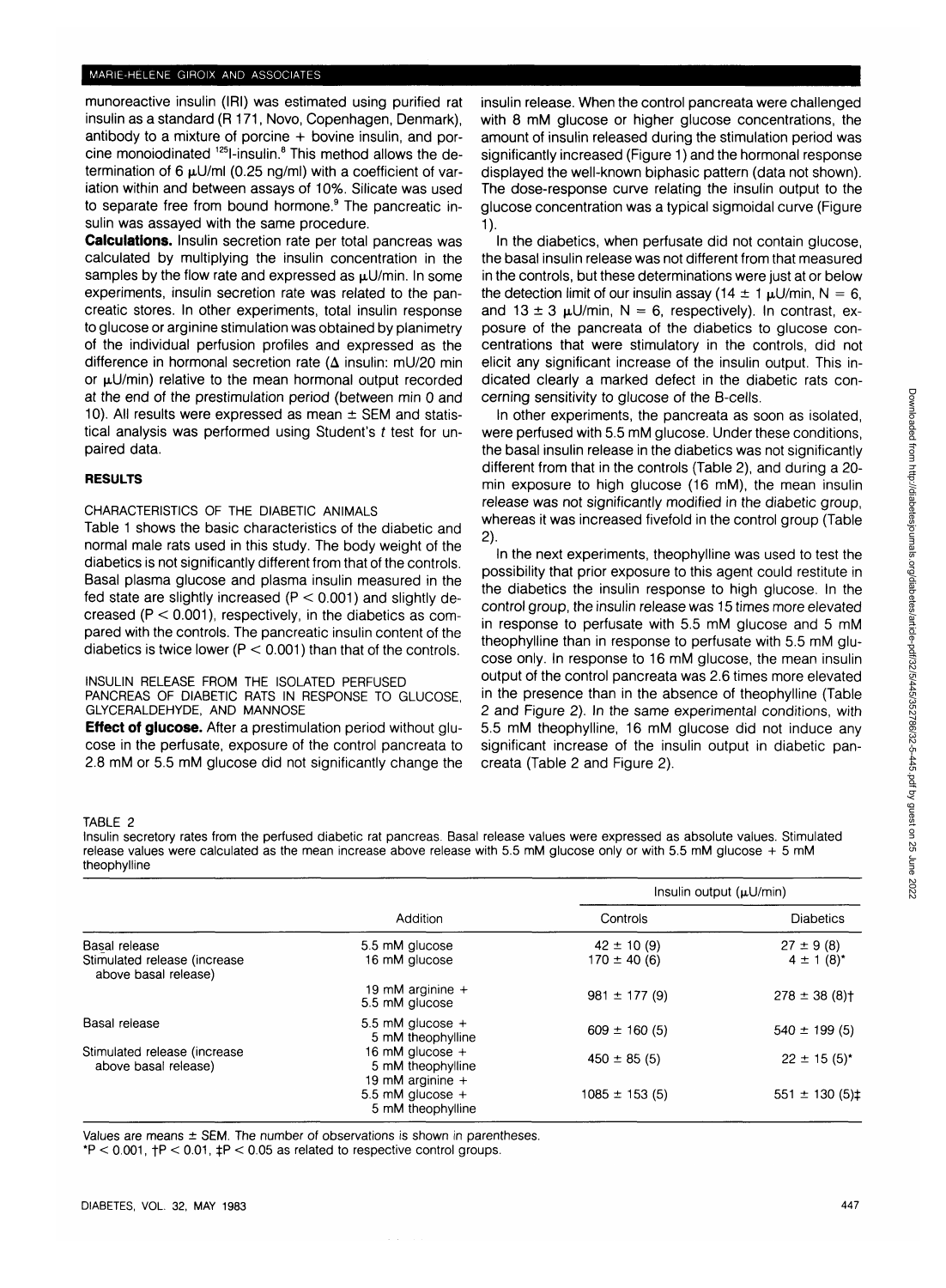munoreactive insulin (IRI) was estimated using purified rat insulin as a standard (R 171, Novo, Copenhagen, Denmark), antibody to a mixture of porcine + bovine insulin, and porcine monoiodinated $^{125}$I-insulin.[8] This method allows the determination of 6 μU/ml (0.25 ng/ml) with a coefficient of variation within and between assays of 10%. Silicate was used to separate free from bound hormone.[9] The pancreatic insulin was assayed with the same procedure.

**Calculations.** Insulin secretion rate per total pancreas was calculated by multiplying the insulin concentration in the samples by the flow rate and expressed as μU/min. In some experiments, insulin secretion rate was related to the pancreatic stores. In other experiments, total insulin response to glucose or arginine stimulation was obtained by planimetry of the individual perfusion profiles and expressed as the difference in hormonal secretion rate (Δ insulin: mU/20 min or μU/min) relative to the mean hormonal output recorded at the end of the prestimulation period (between min 0 and 10). All results were expressed as mean ± SEM and statistical analysis was performed using Student's *t* test for unpaired data.

## RESULTS

### CHARACTERISTICS OF THE DIABETIC ANIMALS

Table 1 shows the basic characteristics of the diabetic and normal male rats used in this study. The body weight of the diabetics is not significantly different from that of the controls. Basal plasma glucose and plasma insulin measured in the fed state are slightly increased ($P < 0.001$) and slightly decreased ($P < 0.001$), respectively, in the diabetics as compared with the controls. The pancreatic insulin content of the diabetics is twice lower ($P < 0.001$) than that of the controls.

### INSULIN RELEASE FROM THE ISOLATED PERFUSED PANCREAS OF DIABETIC RATS IN RESPONSE TO GLUCOSE, GLYCERALDEHYDE, AND MANNOSE

**Effect of glucose.** After a prestimulation period without glucose in the perfusate, exposure of the control pancreata to 2.8 mM or 5.5 mM glucose did not significantly change the insulin release. When the control pancreata were challenged with 8 mM glucose or higher glucose concentrations, the amount of insulin released during the stimulation period was significantly increased (Figure 1) and the hormonal response displayed the well-known biphasic pattern (data not shown). The dose-response curve relating the insulin output to the glucose concentration was a typical sigmoidal curve (Figure 1).

In the diabetics, when perfusate did not contain glucose, the basal insulin release was not different from that measured in the controls, but these determinations were just at or below the detection limit of our insulin assay (14 ± 1 μU/min, N = 6, and 13 ± 3 μU/min, N = 6, respectively). In contrast, exposure of the pancreata of the diabetics to glucose concentrations that were stimulatory in the controls, did not elicit any significant increase of the insulin output. This indicated clearly a marked defect in the diabetic rats concerning sensitivity to glucose of the B-cells.

In other experiments, the pancreata as soon as isolated, were perfused with 5.5 mM glucose. Under these conditions, the basal insulin release in the diabetics was not significantly different from that in the controls (Table 2), and during a 20-min exposure to high glucose (16 mM), the mean insulin release was not significantly modified in the diabetic group, whereas it was increased fivefold in the control group (Table 2).

In the next experiments, theophylline was used to test the possibility that prior exposure to this agent could restitute in the diabetics the insulin response to high glucose. In the control group, the insulin release was 15 times more elevated in response to perfusate with 5.5 mM glucose and 5 mM theophylline than in response to perfusate with 5.5 mM glucose only. In response to 16 mM glucose, the mean insulin output of the control pancreata was 2.6 times more elevated in the presence than in the absence of theophylline (Table 2 and Figure 2). In the same experimental conditions, with 5.5 mM theophylline, 16 mM glucose did not induce any significant increase of the insulin output in diabetic pancreata (Table 2 and Figure 2).

TABLE 2

Insulin secretory rates from the perfused diabetic rat pancreas. Basal release values were expressed as absolute values. Stimulated release values were calculated as the mean increase above release with 5.5 mM glucose only or with 5.5 mM glucose + 5 mM theophylline

| | Addition | Insulin output (μU/min) | |
|---|---|---|---|
| | | Controls | Diabetics |
| Basal release | 5.5 mM glucose | 42 ± 10 (9) | 27 ± 9 (8) |
| Stimulated release (increase above basal release) | 16 mM glucose | 170 ± 40 (6) | 4 ± 1 (8)* |
| | 19 mM arginine + 5.5 mM glucose | 981 ± 177 (9) | 278 ± 38 (8)† |
| Basal release | 5.5 mM glucose + 5 mM theophylline | 609 ± 160 (5) | 540 ± 199 (5) |
| Stimulated release (increase above basal release) | 16 mM glucose + 5 mM theophylline | 450 ± 85 (5) | 22 ± 15 (5)* |
| | 19 mM arginine + 5.5 mM glucose + 5 mM theophylline | 1085 ± 153 (5) | 551 ± 130 (5)‡ |

Values are means ± SEM. The number of observations is shown in parentheses.
*$P < 0.001$, †$P < 0.01$, ‡$P < 0.05$ as related to respective control groups.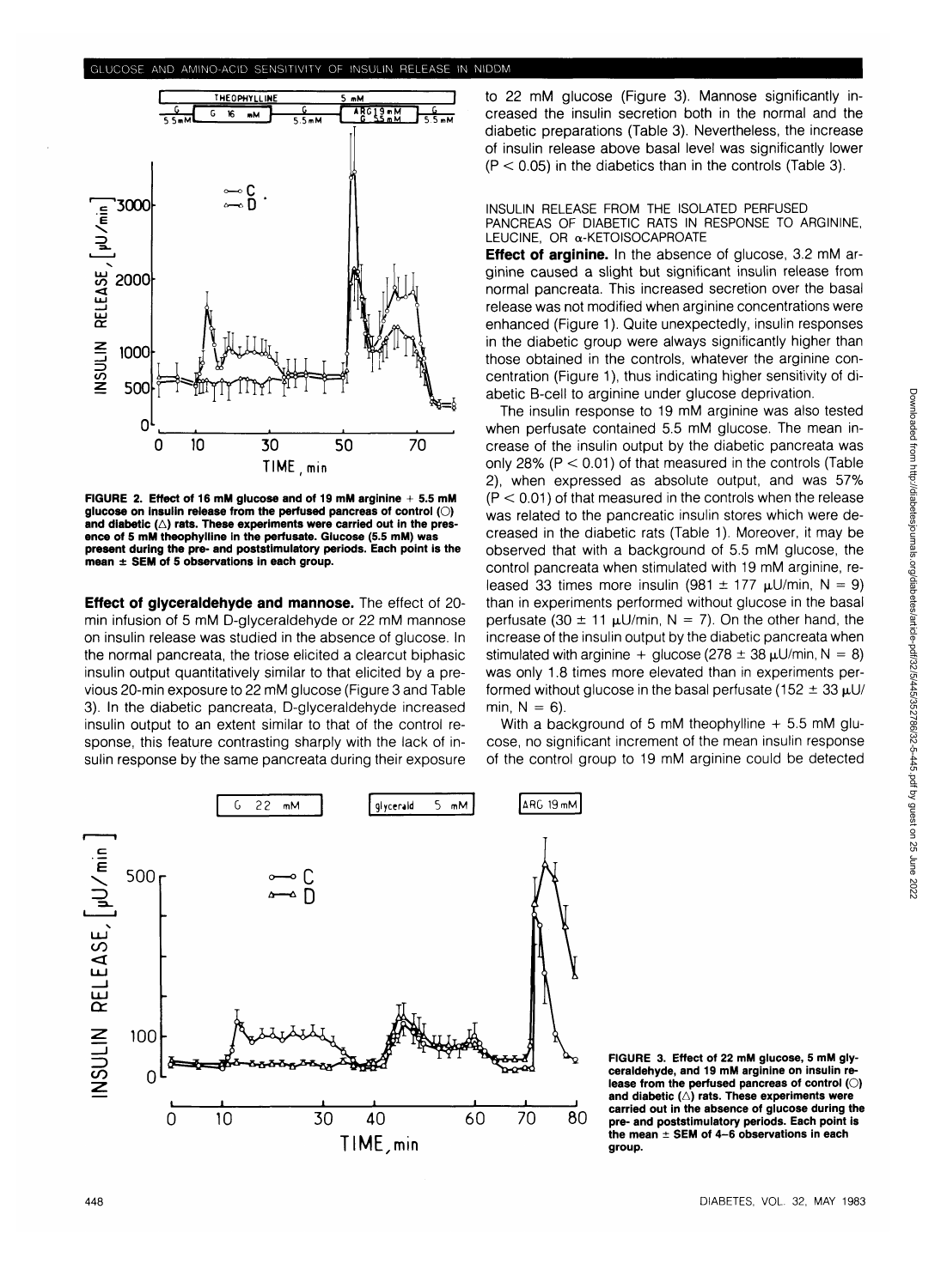FIGURE 2. Effect of 16 mM glucose and of 19 mM arginine + 5.5 mM glucose on insulin release from the perfused pancreas of control (○) and diabetic (△) rats. These experiments were carried out in the presence of 5 mM theophylline in the perfusate. Glucose (5.5 mM) was present during the pre- and poststimulatory periods. Each point is the mean ± SEM of 5 observations in each group.

**Effect of glyceraldehyde and mannose.** The effect of 20-min infusion of 5 mM D-glyceraldehyde or 22 mM mannose on insulin release was studied in the absence of glucose. In the normal pancreata, the triose elicited a clearcut biphasic insulin output quantitatively similar to that elicited by a previous 20-min exposure to 22 mM glucose (Figure 3 and Table 3). In the diabetic pancreata, D-glyceraldehyde increased insulin output to an extent similar to that of the control response, this feature contrasting sharply with the lack of insulin response by the same pancreata during their exposure to 22 mM glucose (Figure 3). Mannose significantly increased the insulin secretion both in the normal and the diabetic preparations (Table 3). Nevertheless, the increase of insulin release above basal level was significantly lower ($P < 0.05$) in the diabetics than in the controls (Table 3).

### INSULIN RELEASE FROM THE ISOLATED PERFUSED PANCREAS OF DIABETIC RATS IN RESPONSE TO ARGININE, LEUCINE, OR α-KETOISOCAPROATE

**Effect of arginine.** In the absence of glucose, 3.2 mM arginine caused a slight but significant insulin release from normal pancreata. This increased secretion over the basal release was not modified when arginine concentrations were enhanced (Figure 1). Quite unexpectedly, insulin responses in the diabetic group were always significantly higher than those obtained in the controls, whatever the arginine concentration (Figure 1), thus indicating higher sensitivity of diabetic B-cell to arginine under glucose deprivation.

The insulin response to 19 mM arginine was also tested when perfusate contained 5.5 mM glucose. The mean increase of the insulin output by the diabetic pancreata was only 28% ($P < 0.01$) of that measured in the controls (Table 2), when expressed as absolute output, and was 57% ($P < 0.01$) of that measured in the controls when the release was related to the pancreatic insulin stores which were decreased in the diabetic rats (Table 1). Moreover, it may be observed that with a background of 5.5 mM glucose, the control pancreata when stimulated with 19 mM arginine, released 33 times more insulin (981 ± 177 μU/min, N = 9) than in experiments performed without glucose in the basal perfusate (30 ± 11 μU/min, N = 7). On the other hand, the increase of the insulin output by the diabetic pancreata when stimulated with arginine + glucose (278 ± 38 μU/min, N = 8) was only 1.8 times more elevated than in experiments performed without glucose in the basal perfusate (152 ± 33 μU/min, N = 6).

With a background of 5 mM theophylline + 5.5 mM glucose, no significant increment of the mean insulin response of the control group to 19 mM arginine could be detected

FIGURE 3. Effect of 22 mM glucose, 5 mM glyceraldehyde, and 19 mM arginine on insulin release from the perfused pancreas of control (○) and diabetic (△) rats. These experiments were carried out in the absence of glucose during the pre- and poststimulatory periods. Each point is the mean ± SEM of 4–6 observations in each group.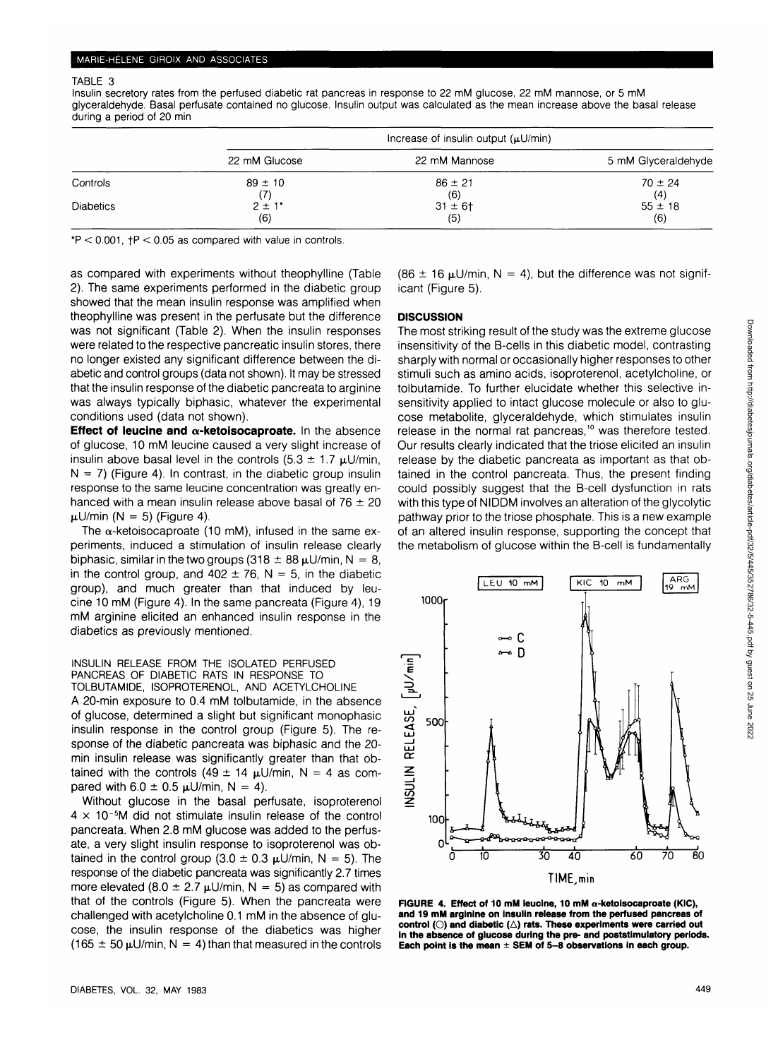TABLE 3

Insulin secretory rates from the perfused diabetic rat pancreas in response to 22 mM glucose, 22 mM mannose, or 5 mM glyceraldehyde. Basal perfusate contained no glucose. Insulin output was calculated as the mean increase above the basal release during a period of 20 min

| | Increase of insulin output (μU/min) | | |
|---|---|---|---|
| | 22 mM Glucose | 22 mM Mannose | 5 mM Glyceraldehyde |
| Controls | 89 ± 10 (7) | 86 ± 21 (6) | 70 ± 24 (4) |
| Diabetics | 2 ± 1* (6) | 31 ± 6† (5) | 55 ± 18 (6) |

*$P < 0.001$, †$P < 0.05$ as compared with value in controls.

as compared with experiments without theophylline (Table 2). The same experiments performed in the diabetic group showed that the mean insulin response was amplified when theophylline was present in the perfusate but the difference was not significant (Table 2). When the insulin responses were related to the respective pancreatic insulin stores, there no longer existed any significant difference between the diabetic and control groups (data not shown). It may be stressed that the insulin response of the diabetic pancreata to arginine was always typically biphasic, whatever the experimental conditions used (data not shown).

**Effect of leucine and α-ketoisocaproate.** In the absence of glucose, 10 mM leucine caused a very slight increase of insulin above basal level in the controls (5.3 ± 1.7 μU/min, N = 7) (Figure 4). In contrast, in the diabetic group insulin response to the same leucine concentration was greatly enhanced with a mean insulin release above basal of 76 ± 20 μU/min (N = 5) (Figure 4).

The α-ketoisocaproate (10 mM), infused in the same experiments, induced a stimulation of insulin release clearly biphasic, similar in the two groups (318 ± 88 μU/min, N = 8, in the control group, and 402 ± 76, N = 5, in the diabetic group), and much greater than that induced by leucine 10 mM (Figure 4). In the same pancreata (Figure 4), 19 mM arginine elicited an enhanced insulin response in the diabetics as previously mentioned.

INSULIN RELEASE FROM THE ISOLATED PERFUSED PANCREAS OF DIABETIC RATS IN RESPONSE TO TOLBUTAMIDE, ISOPROTERENOL, AND ACETYLCHOLINE

A 20-min exposure to 0.4 mM tolbutamide, in the absence of glucose, determined a slight but significant monophasic insulin response in the control group (Figure 5). The response of the diabetic pancreata was biphasic and the 20-min insulin release was significantly greater than that obtained with the controls (49 ± 14 μU/min, N = 4 as compared with 6.0 ± 0.5 μU/min, N = 4).

Without glucose in the basal perfusate, isoproterenol $4 \times 10^{-5}$M did not stimulate insulin release of the control pancreata. When 2.8 mM glucose was added to the perfusate, a very slight insulin response to isoproterenol was obtained in the control group (3.0 ± 0.3 μU/min, N = 5). The response of the diabetic pancreata was significantly 2.7 times more elevated (8.0 ± 2.7 μU/min, N = 5) as compared with that of the controls (Figure 5). When the pancreata were challenged with acetylcholine 0.1 mM in the absence of glucose, the insulin response of the diabetics was higher (165 ± 50 μU/min, N = 4) than that measured in the controls (86 ± 16 μU/min, N = 4), but the difference was not significant (Figure 5).

## DISCUSSION

The most striking result of the study was the extreme glucose insensitivity of the B-cells in this diabetic model, contrasting sharply with normal or occasionally higher responses to other stimuli such as amino acids, isoproterenol, acetylcholine, or tolbutamide. To further elucidate whether this selective insensitivity applied to intact glucose molecule or also to glucose metabolite, glyceraldehyde, which stimulates insulin release in the normal rat pancreas,[10] was therefore tested. Our results clearly indicated that the triose elicited an insulin release by the diabetic pancreata as important as that obtained in the control pancreata. Thus, the present finding could possibly suggest that the B-cell dysfunction in rats with this type of NIDDM involves an alteration of the glycolytic pathway prior to the triose phosphate. This is a new example of an altered insulin response, supporting the concept that the metabolism of glucose within the B-cell is fundamentally

**FIGURE 4. Effect of 10 mM leucine, 10 mM α-ketoisocaproate (KIC), and 19 mM arginine on insulin release from the perfused pancreas of control (○) and diabetic (△) rats. These experiments were carried out in the absence of glucose during the pre- and poststimulatory periods. Each point is the mean ± SEM of 5–8 observations in each group.**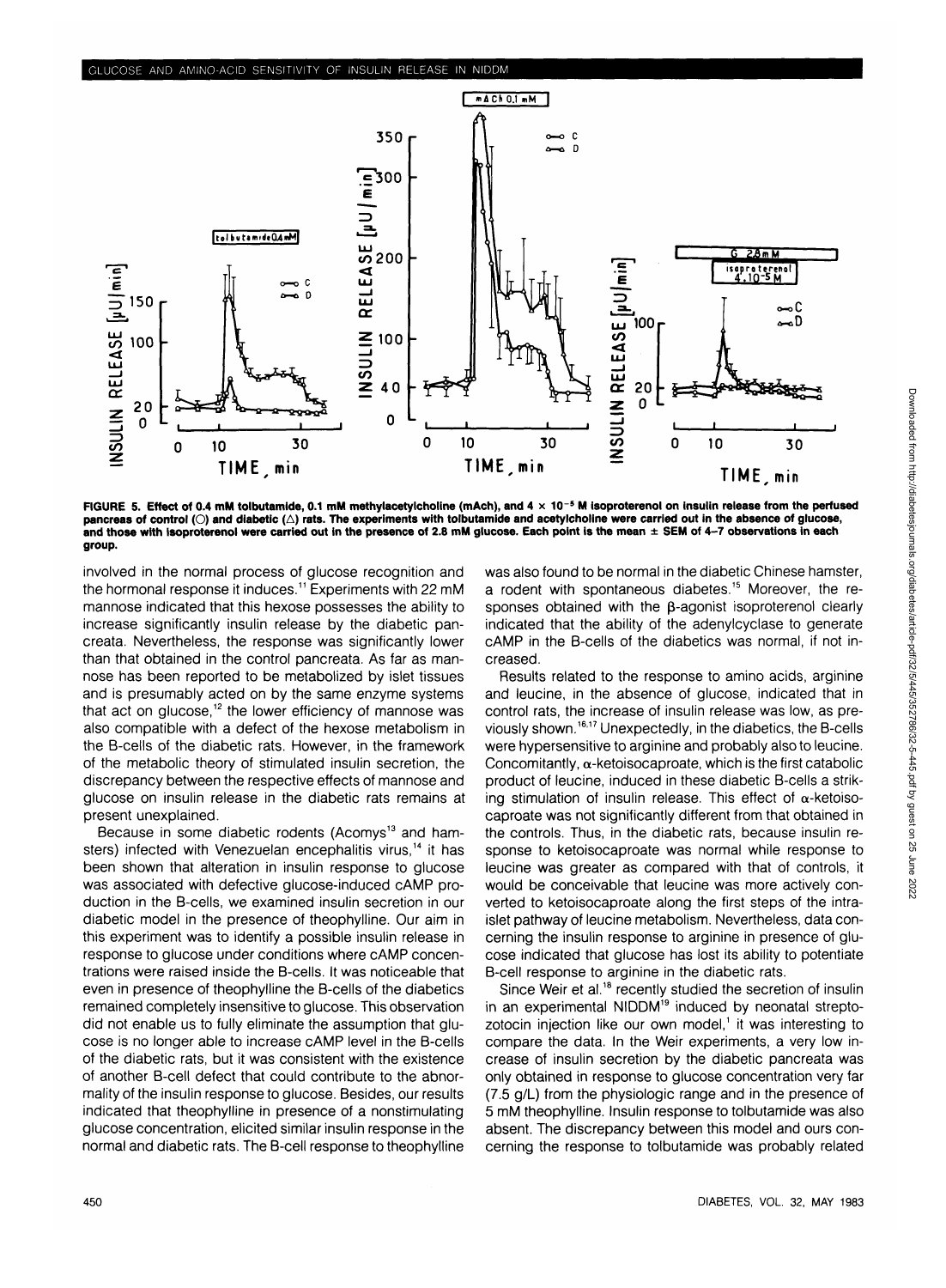FIGURE 5. Effect of 0.4 mM tolbutamide, 0.1 mM methylacetylcholine (mAch), and $4 \times 10^{-5}$ M isoproterenol on insulin release from the perfused pancreas of control (○) and diabetic (△) rats. The experiments with tolbutamide and acetylcholine were carried out in the absence of glucose, and those with isoproterenol were carried out in the presence of 2.8 mM glucose. Each point is the mean ± SEM of 4–7 observations in each group.

involved in the normal process of glucose recognition and the hormonal response it induces.[11] Experiments with 22 mM mannose indicated that this hexose possesses the ability to increase significantly insulin release by the diabetic pancreata. Nevertheless, the response was significantly lower than that obtained in the control pancreata. As far as mannose has been reported to be metabolized by islet tissues and is presumably acted on by the same enzyme systems that act on glucose,[12] the lower efficiency of mannose was also compatible with a defect of the hexose metabolism in the B-cells of the diabetic rats. However, in the framework of the metabolic theory of stimulated insulin secretion, the discrepancy between the respective effects of mannose and glucose on insulin release in the diabetic rats remains at present unexplained.

Because in some diabetic rodents (Acomys[13] and hamsters) infected with Venezuelan encephalitis virus,[14] it has been shown that alteration in insulin response to glucose was associated with defective glucose-induced cAMP production in the B-cells, we examined insulin secretion in our diabetic model in the presence of theophylline. Our aim in this experiment was to identify a possible insulin release in response to glucose under conditions where cAMP concentrations were raised inside the B-cells. It was noticeable that even in presence of theophylline the B-cells of the diabetics remained completely insensitive to glucose. This observation did not enable us to fully eliminate the assumption that glucose is no longer able to increase cAMP level in the B-cells of the diabetic rats, but it was consistent with the existence of another B-cell defect that could contribute to the abnormality of the insulin response to glucose. Besides, our results indicated that theophylline in presence of a nonstimulating glucose concentration, elicited similar insulin response in the normal and diabetic rats. The B-cell response to theophylline was also found to be normal in the diabetic Chinese hamster, a rodent with spontaneous diabetes.[15] Moreover, the responses obtained with the β-agonist isoproterenol clearly indicated that the ability of the adenylcyclase to generate cAMP in the B-cells of the diabetics was normal, if not increased.

Results related to the response to amino acids, arginine and leucine, in the absence of glucose, indicated that in control rats, the increase of insulin release was low, as previously shown.[16,17] Unexpectedly, in the diabetics, the B-cells were hypersensitive to arginine and probably also to leucine. Concomitantly, α-ketoisocaproate, which is the first catabolic product of leucine, induced in these diabetic B-cells a striking stimulation of insulin release. This effect of α-ketoisocaproate was not significantly different from that obtained in the controls. Thus, in the diabetic rats, because insulin response to ketoisocaproate was normal while response to leucine was greater as compared with that of controls, it would be conceivable that leucine was more actively converted to ketoisocaproate along the first steps of the intraislet pathway of leucine metabolism. Nevertheless, data concerning the insulin response to arginine in presence of glucose indicated that glucose has lost its ability to potentiate B-cell response to arginine in the diabetic rats.

Since Weir et al.[18] recently studied the secretion of insulin in an experimental NIDDM[19] induced by neonatal streptozotocin injection like our own model,[1] it was interesting to compare the data. In the Weir experiments, a very low increase of insulin secretion by the diabetic pancreata was only obtained in response to glucose concentration very far (7.5 g/L) from the physiologic range and in the presence of 5 mM theophylline. Insulin response to tolbutamide was also absent. The discrepancy between this model and ours concerning the response to tolbutamide was probably related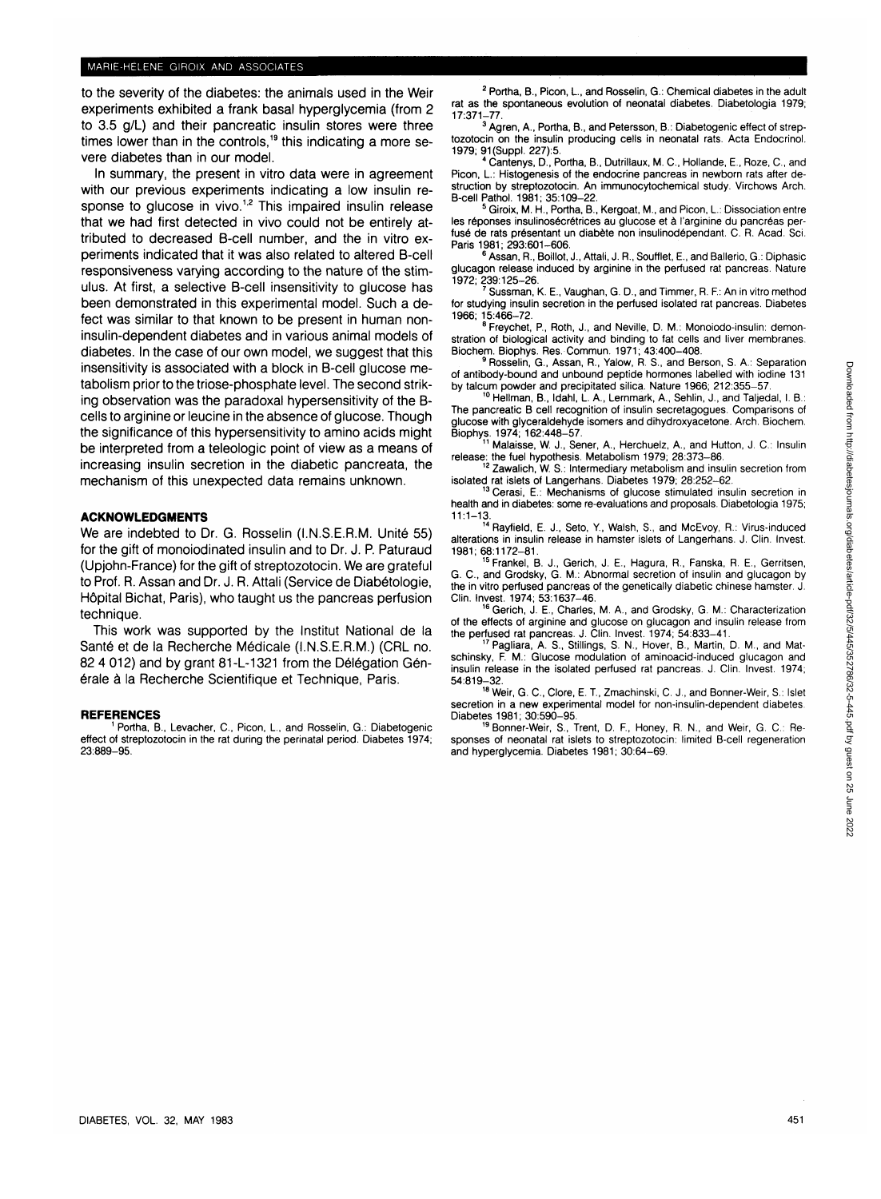to the severity of the diabetes: the animals used in the Weir experiments exhibited a frank basal hyperglycemia (from 2 to 3.5 g/L) and their pancreatic insulin stores were three times lower than in the controls,[19] this indicating a more severe diabetes than in our model.

In summary, the present in vitro data were in agreement with our previous experiments indicating a low insulin response to glucose in vivo.[1,2] This impaired insulin release that we had first detected in vivo could not be entirely attributed to decreased B-cell number, and the in vitro experiments indicated that it was also related to altered B-cell responsiveness varying according to the nature of the stimulus. At first, a selective B-cell insensitivity to glucose has been demonstrated in this experimental model. Such a defect was similar to that known to be present in human noninsulin-dependent diabetes and in various animal models of diabetes. In the case of our own model, we suggest that this insensitivity is associated with a block in B-cell glucose metabolism prior to the triose-phosphate level. The second striking observation was the paradoxal hypersensitivity of the B-cells to arginine or leucine in the absence of glucose. Though the significance of this hypersensitivity to amino acids might be interpreted from a teleologic point of view as a means of increasing insulin secretion in the diabetic pancreata, the mechanism of this unexpected data remains unknown.

## ACKNOWLEDGMENTS

We are indebted to Dr. G. Rosselin (I.N.S.E.R.M. Unité 55) for the gift of monoiodinated insulin and to Dr. J. P. Paturaud (Upjohn-France) for the gift of streptozotocin. We are grateful to Prof. R. Assan and Dr. J. R. Attali (Service de Diabétologie, Hôpital Bichat, Paris), who taught us the pancreas perfusion technique.

This work was supported by the Institut National de la Santé et de la Recherche Médicale (I.N.S.E.R.M.) (CRL no. 82 4 012) and by grant 81-L-1321 from the Délégation Générale à la Recherche Scientifique et Technique, Paris.

## REFERENCES

[1] Portha, B., Levacher, C., Picon, L., and Rosselin, G.: Diabetogenic effect of streptozotocin in the rat during the perinatal period. Diabetes 1974; 23:889–95.

[2] Portha, B., Picon, L., and Rosselin, G.: Chemical diabetes in the adult rat as the spontaneous evolution of neonatal diabetes. Diabetologia 1979; 17:371–77.

[3] Agren, A., Portha, B., and Petersson, B.: Diabetogenic effect of streptozotocin on the insulin producing cells in neonatal rats. Acta Endocrinol. 1979; 91(Suppl. 227):5.

[4] Cantenys, D., Portha, B., Dutrillaux, M. C., Hollande, E., Roze, C., and Picon, L.: Histogenesis of the endocrine pancreas in newborn rats after destruction by streptozotocin. An immunocytochemical study. Virchows Arch. B-cell Pathol. 1981; 35:109–22.

[5] Giroix, M. H., Portha, B., Kergoat, M., and Picon, L.: Dissociation entre les réponses insulinosécrétrices au glucose et à l'arginine du pancréas perfusé de rats présentant un diabète non insulinodépendant. C. R. Acad. Sci. Paris 1981; 293:601–606.

[6] Assan, R., Boillot, J., Attali, J. R., Soufflet, E., and Ballerio, G.: Diphasic glucagon release induced by arginine in the perfused rat pancreas. Nature 1972; 239:125–26.

[7] Sussman, K. E., Vaughan, G. D., and Timmer, R. F.: An in vitro method for studying insulin secretion in the perfused isolated rat pancreas. Diabetes 1966; 15:466–72.

[8] Freychet, P., Roth, J., and Neville, D. M.: Monoiodo-insulin: demonstration of biological activity and binding to fat cells and liver membranes. Biochem. Biophys. Res. Commun. 1971; 43:400–408.

[9] Rosselin, G., Assan, R., Yalow, R. S., and Berson, S. A.: Separation of antibody-bound and unbound peptide hormones labelled with iodine 131 by talcum powder and precipitated silica. Nature 1966; 212:355–57.

[10] Hellman, B., Idahl, L. A., Lernmark, A., Sehlin, J., and Taljedal, I. B.: The pancreatic B cell recognition of insulin secretagogues. Comparisons of glucose with glyceraldehyde isomers and dihydroxyacetone. Arch. Biochem. Biophys. 1974; 162:448–57.

[11] Malaisse, W. J., Sener, A., Herchuelz, A., and Hutton, J. C.: Insulin release: the fuel hypothesis. Metabolism 1979; 28:373–86.

[12] Zawalich, W. S.: Intermediary metabolism and insulin secretion from isolated rat islets of Langerhans. Diabetes 1979; 28:252–62.

[13] Cerasi, E.: Mechanisms of glucose stimulated insulin secretion in health and in diabetes: some re-evaluations and proposals. Diabetologia 1975; 11:1–13.

[14] Rayfield, E. J., Seto, Y., Walsh, S., and McEvoy, R.: Virus-induced alterations in insulin release in hamster islets of Langerhans. J. Clin. Invest. 1981; 68:1172–81.

[15] Frankel, B. J., Gerich, J. E., Hagura, R., Fanska, R. E., Gerritsen, G. C., and Grodsky, G. M.: Abnormal secretion of insulin and glucagon by the in vitro perfused pancreas of the genetically diabetic chinese hamster. J. Clin. Invest. 1974; 53:1637–46.

[16] Gerich, J. E., Charles, M. A., and Grodsky, G. M.: Characterization of the effects of arginine and glucose on glucagon and insulin release from the perfused rat pancreas. J. Clin. Invest. 1974; 54:833–41.

[17] Pagliara, A. S., Stillings, S. N., Hover, B., Martin, D. M., and Matschinsky, F. M.: Glucose modulation of aminoacid-induced glucagon and insulin release in the isolated perfused rat pancreas. J. Clin. Invest. 1974; 54:819–32.

[18] Weir, G. C., Clore, E. T., Zmachinski, C. J., and Bonner-Weir, S.: Islet secretion in a new experimental model for non-insulin-dependent diabetes. Diabetes 1981; 30:590–95.

[19] Bonner-Weir, S., Trent, D. F., Honey, R. N., and Weir, G. C.: Responses of neonatal rat islets to streptozotocin: limited B-cell regeneration and hyperglycemia. Diabetes 1981; 30:64–69.